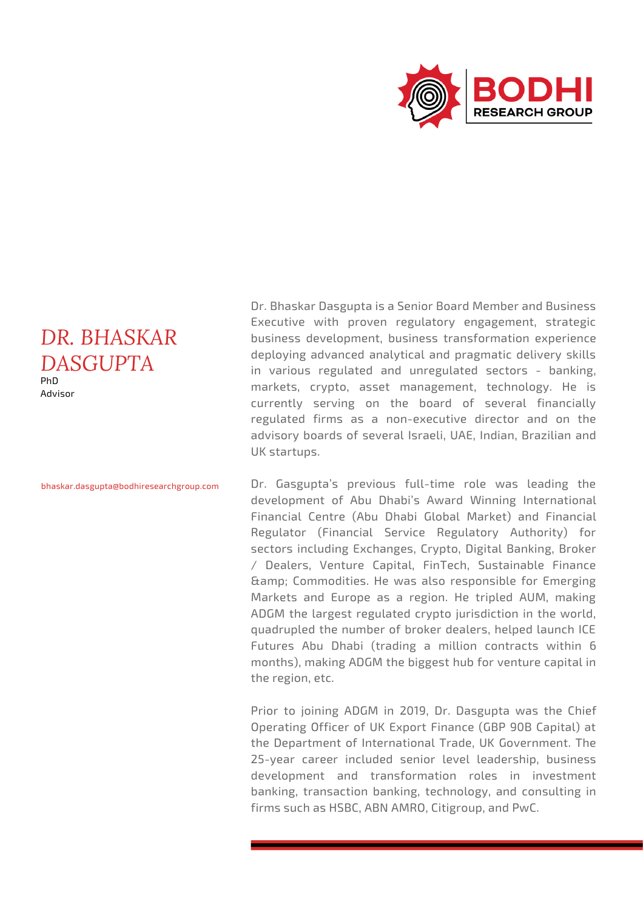BODHI RESEARCH GROUP

# DR. BHASKAR DASGUPTA

PhD
Advisor

bhaskar.dasgupta@bodhiresearchgroup.com

Dr. Bhaskar Dasgupta is a Senior Board Member and Business Executive with proven regulatory engagement, strategic business development, business transformation experience deploying advanced analytical and pragmatic delivery skills in various regulated and unregulated sectors - banking, markets, crypto, asset management, technology. He is currently serving on the board of several financially regulated firms as a non-executive director and on the advisory boards of several Israeli, UAE, Indian, Brazilian and UK startups.

Dr. Gasgupta's previous full-time role was leading the development of Abu Dhabi's Award Winning International Financial Centre (Abu Dhabi Global Market) and Financial Regulator (Financial Service Regulatory Authority) for sectors including Exchanges, Crypto, Digital Banking, Broker / Dealers, Venture Capital, FinTech, Sustainable Finance &amp; Commodities. He was also responsible for Emerging Markets and Europe as a region. He tripled AUM, making ADGM the largest regulated crypto jurisdiction in the world, quadrupled the number of broker dealers, helped launch ICE Futures Abu Dhabi (trading a million contracts within 6 months), making ADGM the biggest hub for venture capital in the region, etc.

Prior to joining ADGM in 2019, Dr. Dasgupta was the Chief Operating Officer of UK Export Finance (GBP 90B Capital) at the Department of International Trade, UK Government. The 25-year career included senior level leadership, business development and transformation roles in investment banking, transaction banking, technology, and consulting in firms such as HSBC, ABN AMRO, Citigroup, and PwC.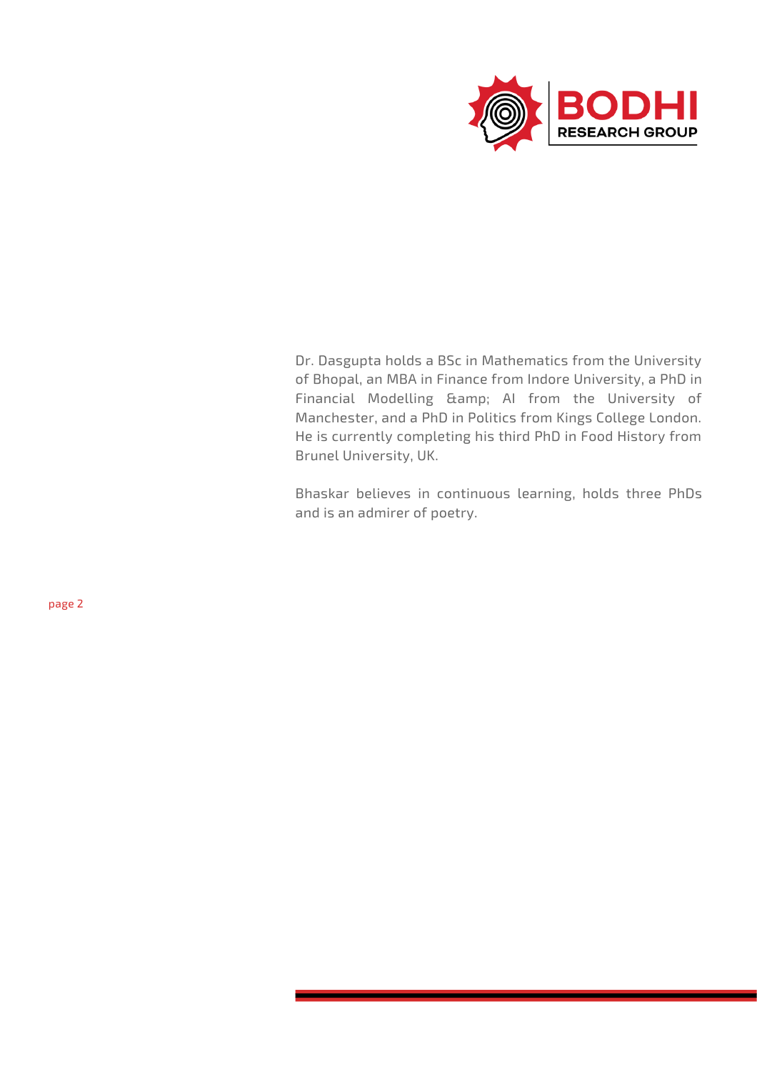Dr. Dasgupta holds a BSc in Mathematics from the University of Bhopal, an MBA in Finance from Indore University, a PhD in Financial Modelling &amp; AI from the University of Manchester, and a PhD in Politics from Kings College London. He is currently completing his third PhD in Food History from Brunel University, UK.

Bhaskar believes in continuous learning, holds three PhDs and is an admirer of poetry.